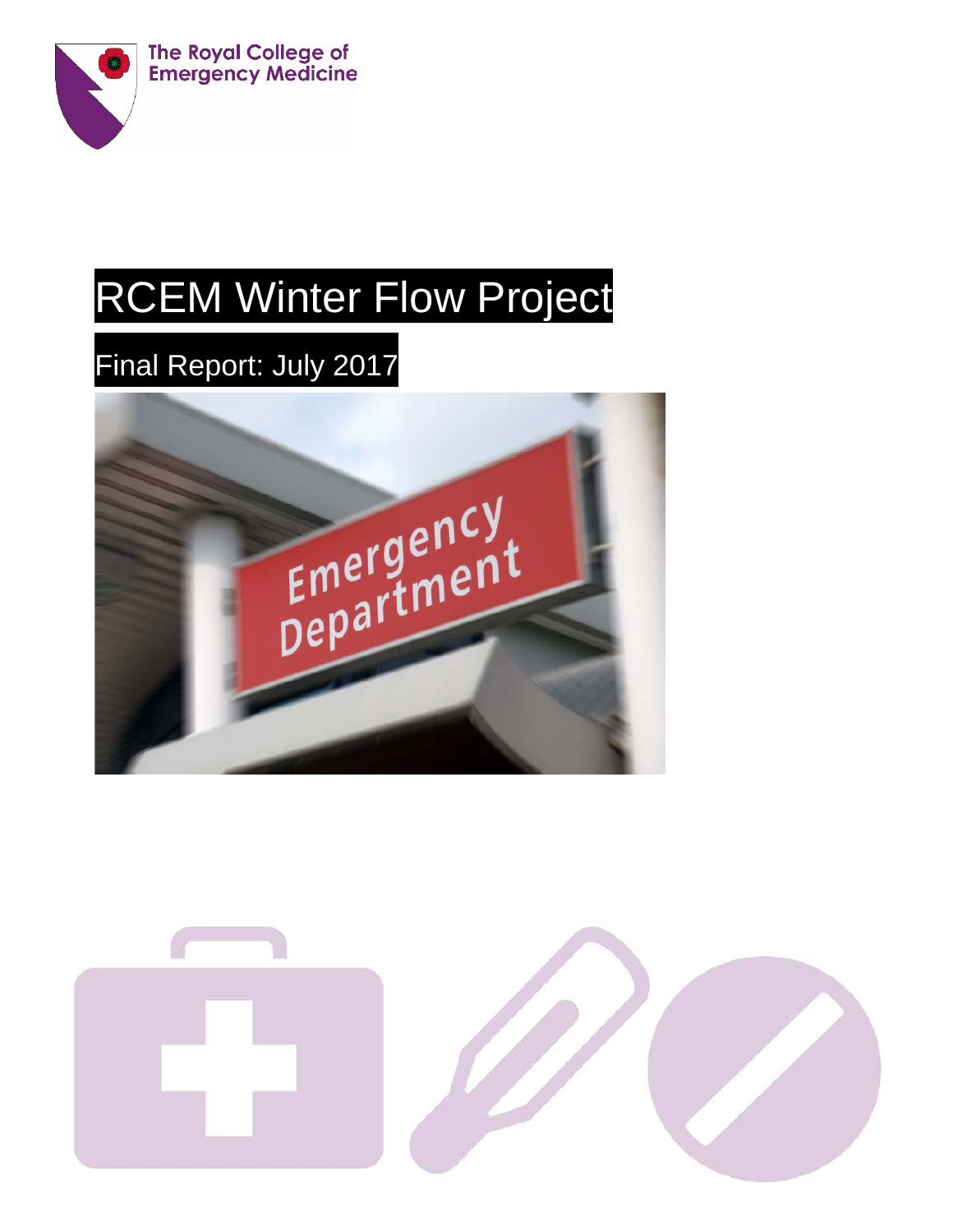The Royal College of Emergency Medicine

# RCEM Winter Flow Project

## Final Report: July 2017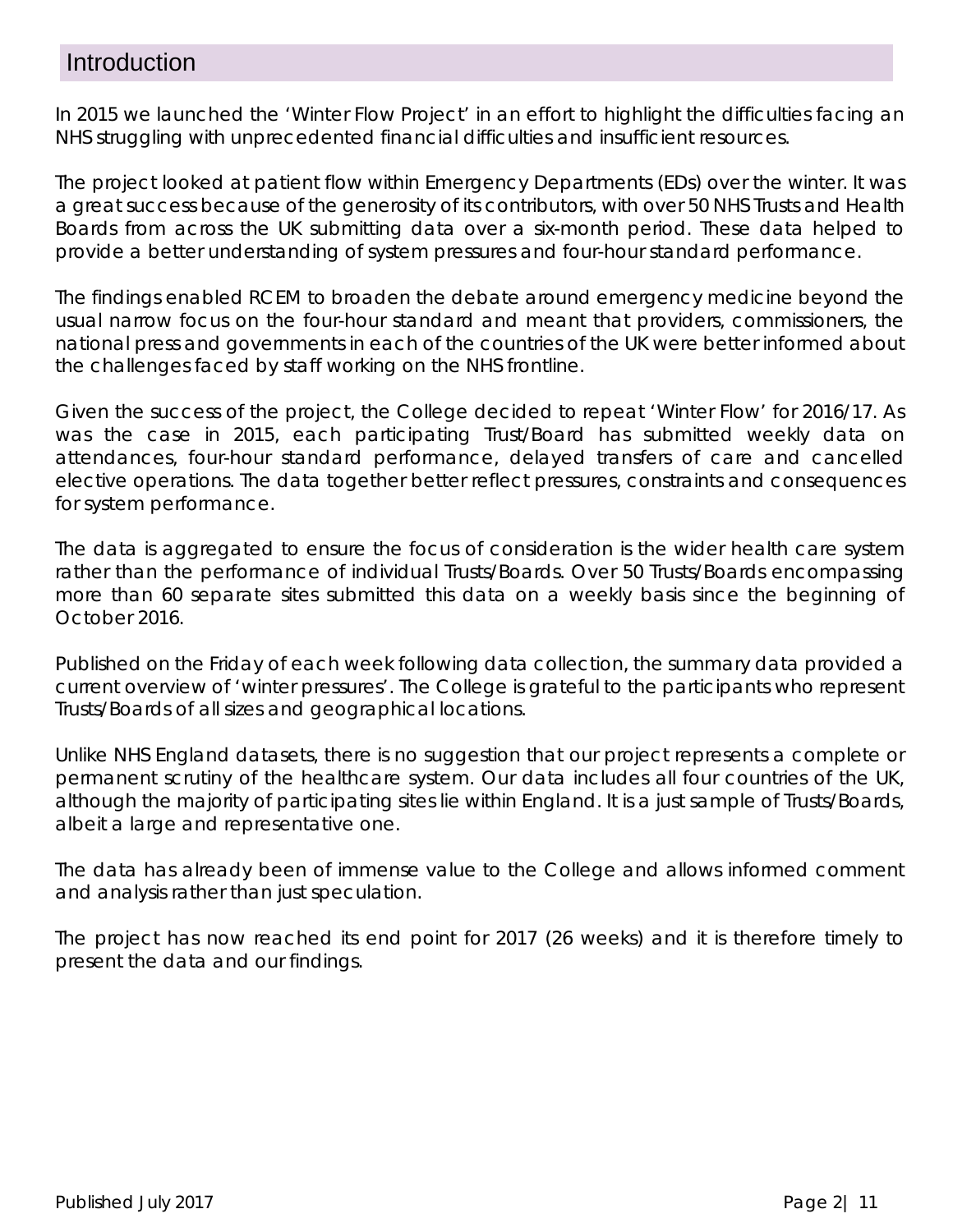## Introduction

In 2015 we launched the 'Winter Flow Project' in an effort to highlight the difficulties facing an NHS struggling with unprecedented financial difficulties and insufficient resources.

The project looked at patient flow within Emergency Departments (EDs) over the winter. It was a great success because of the generosity of its contributors, with over 50 NHS Trusts and Health Boards from across the UK submitting data over a six-month period. These data helped to provide a better understanding of system pressures and four-hour standard performance.

The findings enabled RCEM to broaden the debate around emergency medicine beyond the usual narrow focus on the four-hour standard and meant that providers, commissioners, the national press and governments in each of the countries of the UK were better informed about the challenges faced by staff working on the NHS frontline.

Given the success of the project, the College decided to repeat 'Winter Flow' for 2016/17. As was the case in 2015, each participating Trust/Board has submitted weekly data on attendances, four-hour standard performance, delayed transfers of care and cancelled elective operations. The data together better reflect pressures, constraints and consequences for system performance.

The data is aggregated to ensure the focus of consideration is the wider health care system rather than the performance of individual Trusts/Boards. Over 50 Trusts/Boards encompassing more than 60 separate sites submitted this data on a weekly basis since the beginning of October 2016.

Published on the Friday of each week following data collection, the summary data provided a current overview of 'winter pressures'. The College is grateful to the participants who represent Trusts/Boards of all sizes and geographical locations.

Unlike NHS England datasets, there is no suggestion that our project represents a complete or permanent scrutiny of the healthcare system. Our data includes all four countries of the UK, although the majority of participating sites lie within England. It is a just sample of Trusts/Boards, albeit a large and representative one.

The data has already been of immense value to the College and allows informed comment and analysis rather than just speculation.

The project has now reached its end point for 2017 (26 weeks) and it is therefore timely to present the data and our findings.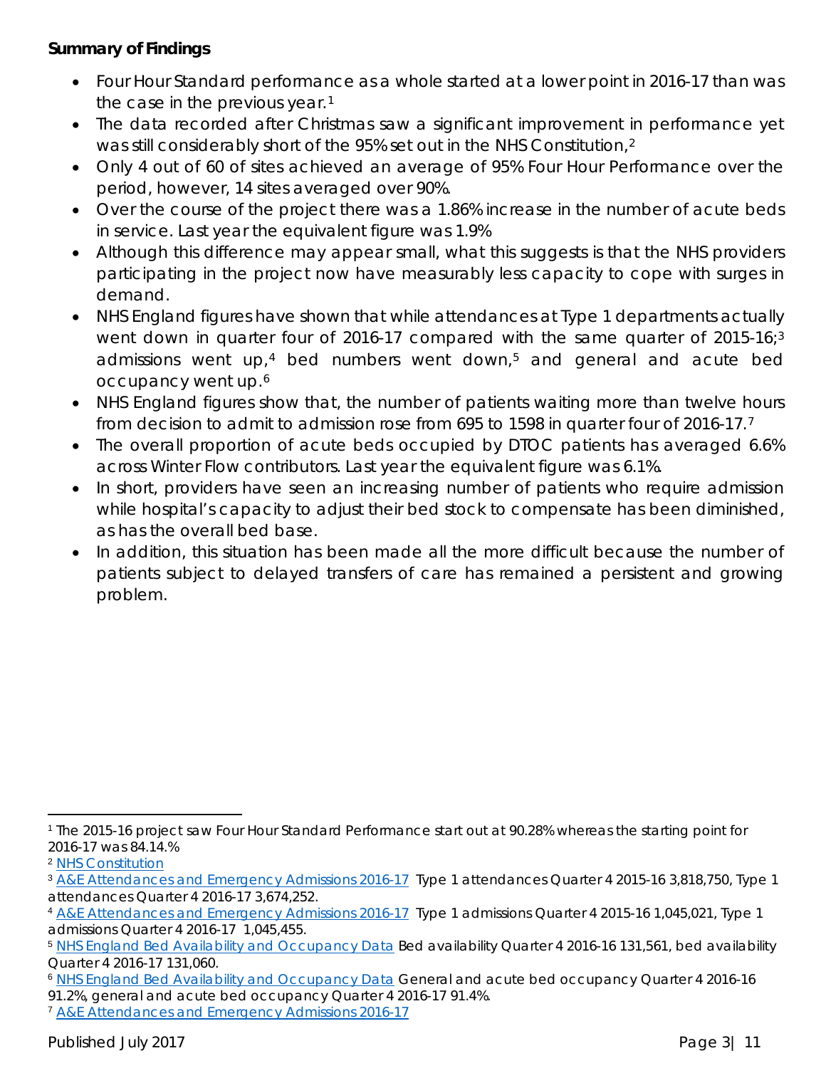**Summary of Findings**

- Four Hour Standard performance as a whole started at a lower point in 2016-17 than was the case in the previous year.[1]
- The data recorded after Christmas saw a significant improvement in performance yet was still considerably short of the 95% set out in the NHS Constitution,[2]
- Only 4 out of 60 of sites achieved an average of 95% Four Hour Performance over the period, however, 14 sites averaged over 90%.
- Over the course of the project there was a 1.86% increase in the number of acute beds in service. Last year the equivalent figure was 1.9%
- Although this difference may appear small, what this suggests is that the NHS providers participating in the project now have measurably less capacity to cope with surges in demand.
- NHS England figures have shown that while attendances at Type 1 departments actually went down in quarter four of 2016-17 compared with the same quarter of 2015-16;[3] admissions went up,[4] bed numbers went down,[5] and general and acute bed occupancy went up.[6]
- NHS England figures show that, the number of patients waiting more than twelve hours from decision to admit to admission rose from 695 to 1598 in quarter four of 2016-17.[7]
- The overall proportion of acute beds occupied by DTOC patients has averaged 6.6% across Winter Flow contributors. Last year the equivalent figure was 6.1%.
- In short, providers have seen an increasing number of patients who require admission while hospital's capacity to adjust their bed stock to compensate has been diminished, as has the overall bed base.
- In addition, this situation has been made all the more difficult because the number of patients subject to delayed transfers of care has remained a persistent and growing problem.

---

[1] The 2015-16 project saw Four Hour Standard Performance start out at 90.28% whereas the starting point for 2016-17 was 84.14.%

[2] NHS Constitution

[3] A&E Attendances and Emergency Admissions 2016-17 Type 1 attendances Quarter 4 2015-16 3,818,750, Type 1 attendances Quarter 4 2016-17 3,674,252.

[4] A&E Attendances and Emergency Admissions 2016-17 Type 1 admissions Quarter 4 2015-16 1,045,021, Type 1 admissions Quarter 4 2016-17 1,045,455.

[5] NHS England Bed Availability and Occupancy Data Bed availability Quarter 4 2016-16 131,561, bed availability Quarter 4 2016-17 131,060.

[6] NHS England Bed Availability and Occupancy Data General and acute bed occupancy Quarter 4 2016-16 91.2%, general and acute bed occupancy Quarter 4 2016-17 91.4%.

[7] A&E Attendances and Emergency Admissions 2016-17

Published July 2017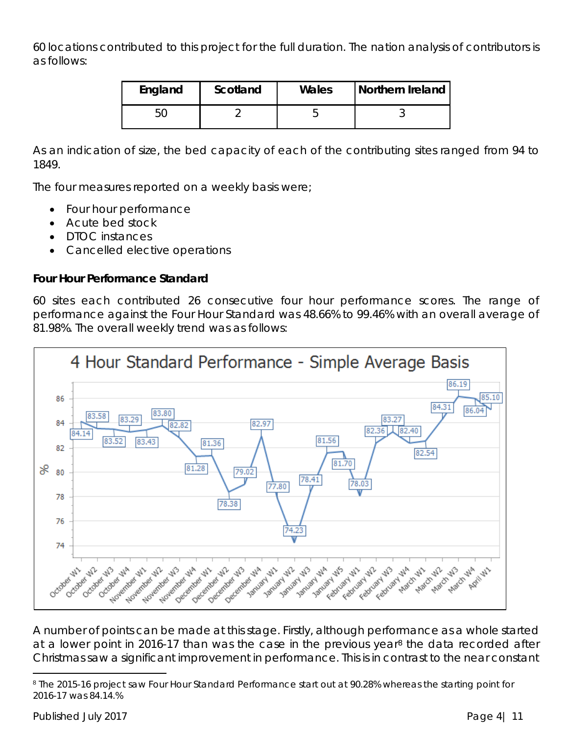60 locations contributed to this project for the full duration. The nation analysis of contributors is as follows:

| England | Scotland | Wales | Northern Ireland |
| --- | --- | --- | --- |
| 50 | 2 | 5 | 3 |

As an indication of size, the bed capacity of each of the contributing sites ranged from 94 to 1849.

The four measures reported on a weekly basis were;

- Four hour performance
- Acute bed stock
- DTOC instances
- Cancelled elective operations

**Four Hour Performance Standard**

60 sites each contributed 26 consecutive four hour performance scores. The range of performance against the Four Hour Standard was 48.66% to 99.46% with an overall average of 81.98%. The overall weekly trend was as follows:

A number of points can be made at this stage. Firstly, although performance as a whole started at a lower point in 2016-17 than was the case in the previous year[8] the data recorded after Christmas saw a significant improvement in performance. This is in contrast to the near constant

[8] The 2015-16 project saw Four Hour Standard Performance start out at 90.28% whereas the starting point for 2016-17 was 84.14.%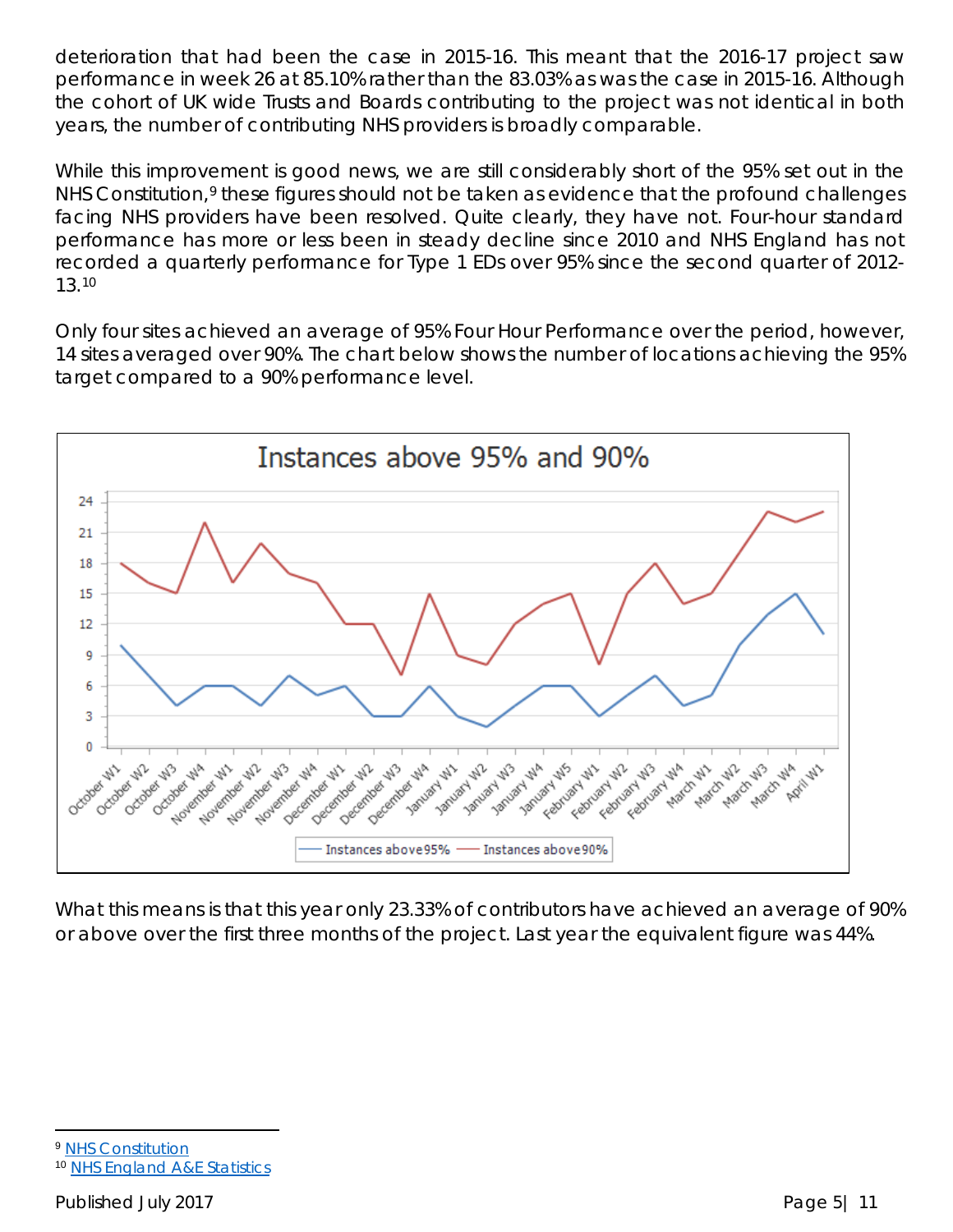deterioration that had been the case in 2015-16. This meant that the 2016-17 project saw performance in week 26 at 85.10% rather than the 83.03% as was the case in 2015-16. Although the cohort of UK wide Trusts and Boards contributing to the project was not identical in both years, the number of contributing NHS providers is broadly comparable.

While this improvement is good news, we are still considerably short of the 95% set out in the NHS Constitution,[9] these figures should not be taken as evidence that the profound challenges facing NHS providers have been resolved. Quite clearly, they have not. Four-hour standard performance has more or less been in steady decline since 2010 and NHS England has not recorded a quarterly performance for Type 1 EDs over 95% since the second quarter of 2012-13.[10]

Only four sites achieved an average of 95% Four Hour Performance over the period, however, 14 sites averaged over 90%. The chart below shows the number of locations achieving the 95% target compared to a 90% performance level.

What this means is that this year only 23.33% of contributors have achieved an average of 90% or above over the first three months of the project. Last year the equivalent figure was 44%.

[9] NHS Constitution
[10] NHS England A&E Statistics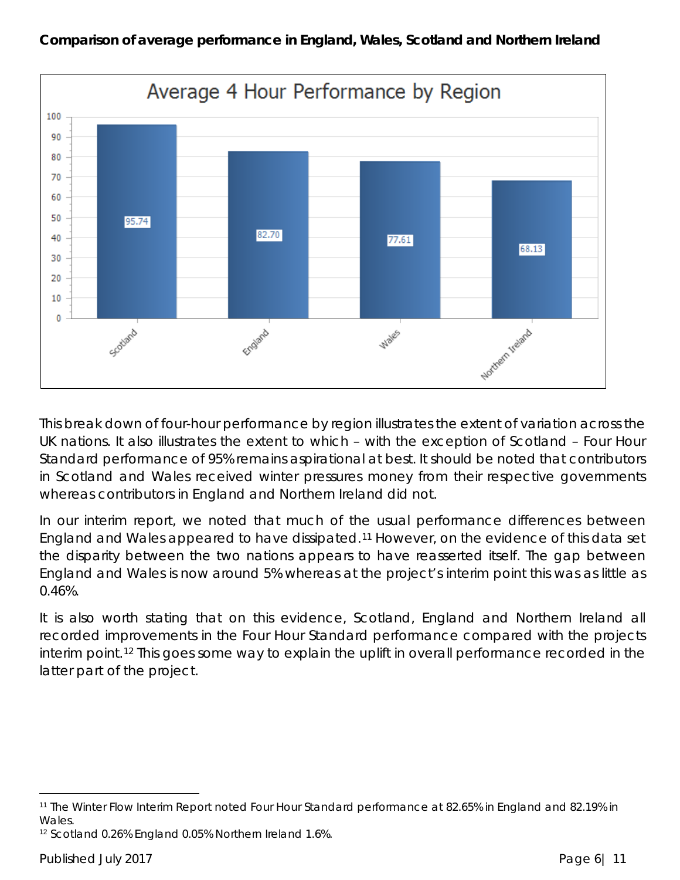**Comparison of average performance in England, Wales, Scotland and Northern Ireland**

Average 4 Hour Performance by Region

| Region | Average 4 Hour Performance |
| --- | --- |
| Scotland | 95.74 |
| England | 82.70 |
| Wales | 77.61 |
| Northern Ireland | 68.13 |

This break down of four-hour performance by region illustrates the extent of variation across the UK nations. It also illustrates the extent to which – with the exception of Scotland – Four Hour Standard performance of 95% remains aspirational at best. It should be noted that contributors in Scotland and Wales received winter pressures money from their respective governments whereas contributors in England and Northern Ireland did not.

In our interim report, we noted that much of the usual performance differences between England and Wales appeared to have dissipated.[11] However, on the evidence of this data set the disparity between the two nations appears to have reasserted itself. The gap between England and Wales is now around 5% whereas at the project's interim point this was as little as 0.46%.

It is also worth stating that on this evidence, Scotland, England and Northern Ireland all recorded improvements in the Four Hour Standard performance compared with the projects interim point.[12] This goes some way to explain the uplift in overall performance recorded in the latter part of the project.

[11] The Winter Flow Interim Report noted Four Hour Standard performance at 82.65% in England and 82.19% in Wales.

[12] Scotland 0.26% England 0.05% Northern Ireland 1.6%.

Published July 2017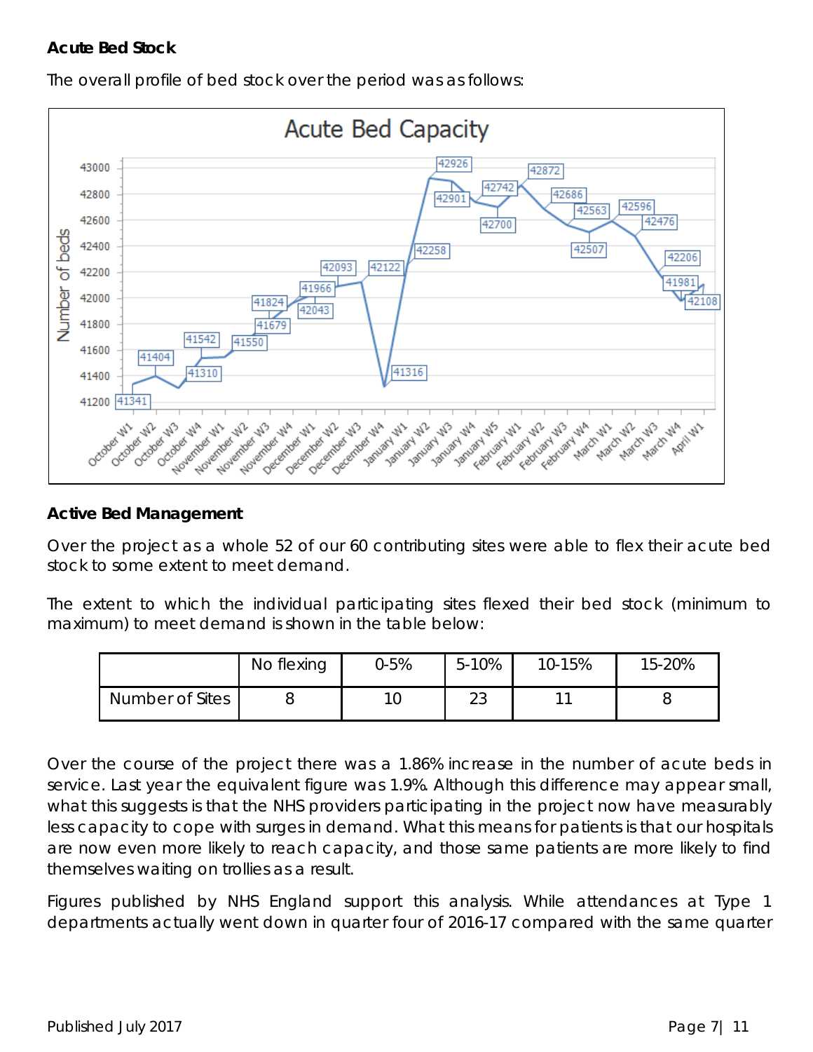**Acute Bed Stock**

The overall profile of bed stock over the period was as follows:

**Active Bed Management**

Over the project as a whole 52 of our 60 contributing sites were able to flex their acute bed stock to some extent to meet demand.

The extent to which the individual participating sites flexed their bed stock (minimum to maximum) to meet demand is shown in the table below:

| | No flexing | 0-5% | 5-10% | 10-15% | 15-20% |
|---|---|---|---|---|---|
| Number of Sites | 8 | 10 | 23 | 11 | 8 |

Over the course of the project there was a 1.86% increase in the number of acute beds in service. Last year the equivalent figure was 1.9%. Although this difference may appear small, what this suggests is that the NHS providers participating in the project now have measurably less capacity to cope with surges in demand. What this means for patients is that our hospitals are now even more likely to reach capacity, and those same patients are more likely to find themselves waiting on trollies as a result.

Figures published by NHS England support this analysis. While attendances at Type 1 departments actually went down in quarter four of 2016-17 compared with the same quarter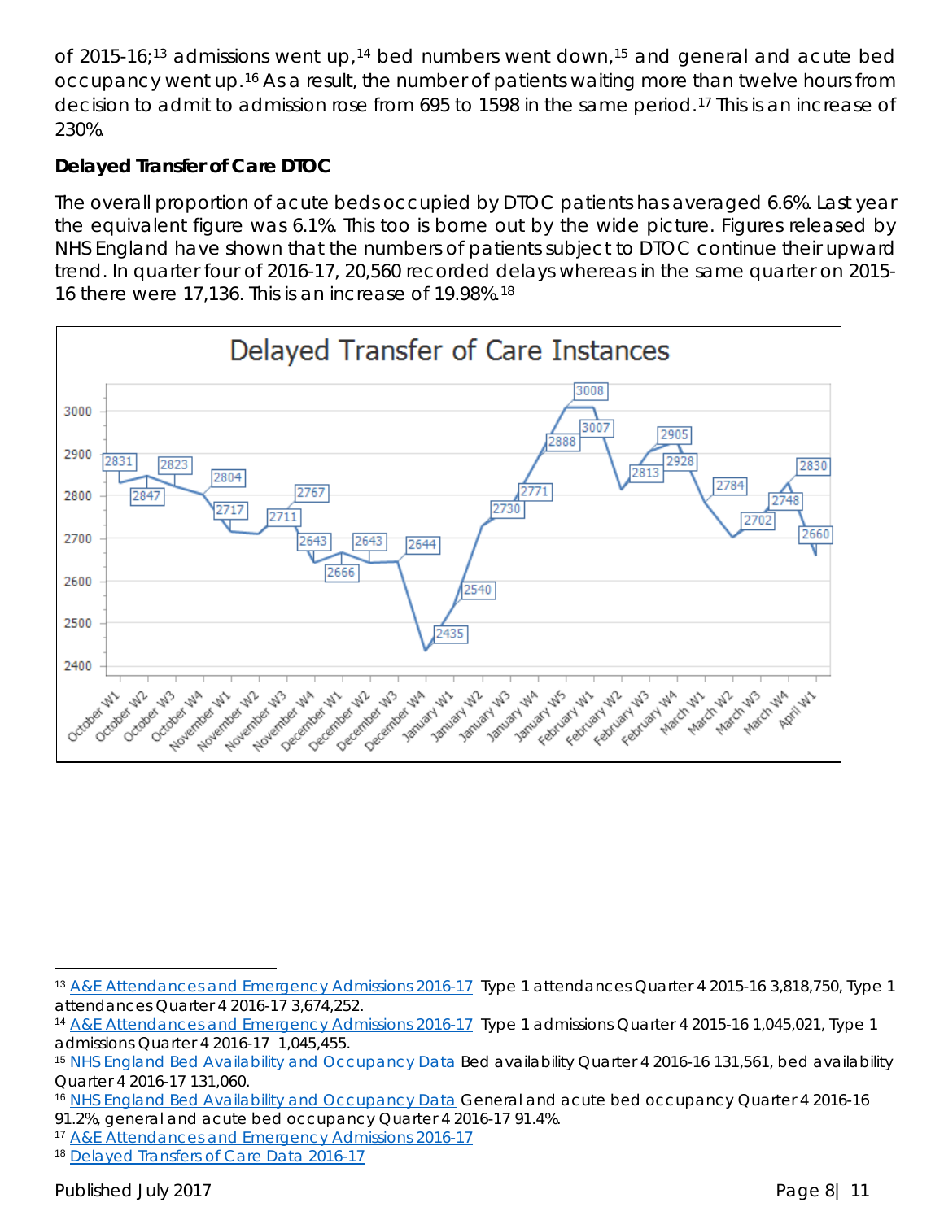of 2015-16;[13] admissions went up,[14] bed numbers went down,[15] and general and acute bed occupancy went up.[16] As a result, the number of patients waiting more than twelve hours from decision to admit to admission rose from 695 to 1598 in the same period.[17] This is an increase of 230%.

**Delayed Transfer of Care DTOC**

The overall proportion of acute beds occupied by DTOC patients has averaged 6.6%. Last year the equivalent figure was 6.1%. This too is borne out by the wide picture. Figures released by NHS England have shown that the numbers of patients subject to DTOC continue their upward trend. In quarter four of 2016-17, 20,560 recorded delays whereas in the same quarter on 2015-16 there were 17,136. This is an increase of 19.98%.[18]

Delayed Transfer of Care Instances

[13] A&E Attendances and Emergency Admissions 2016-17 Type 1 attendances Quarter 4 2015-16 3,818,750, Type 1 attendances Quarter 4 2016-17 3,674,252.

[14] A&E Attendances and Emergency Admissions 2016-17 Type 1 admissions Quarter 4 2015-16 1,045,021, Type 1 admissions Quarter 4 2016-17 1,045,455.

[15] NHS England Bed Availability and Occupancy Data Bed availability Quarter 4 2016-16 131,561, bed availability Quarter 4 2016-17 131,060.

[16] NHS England Bed Availability and Occupancy Data General and acute bed occupancy Quarter 4 2016-16 91.2%, general and acute bed occupancy Quarter 4 2016-17 91.4%.

[17] A&E Attendances and Emergency Admissions 2016-17

[18] Delayed Transfers of Care Data 2016-17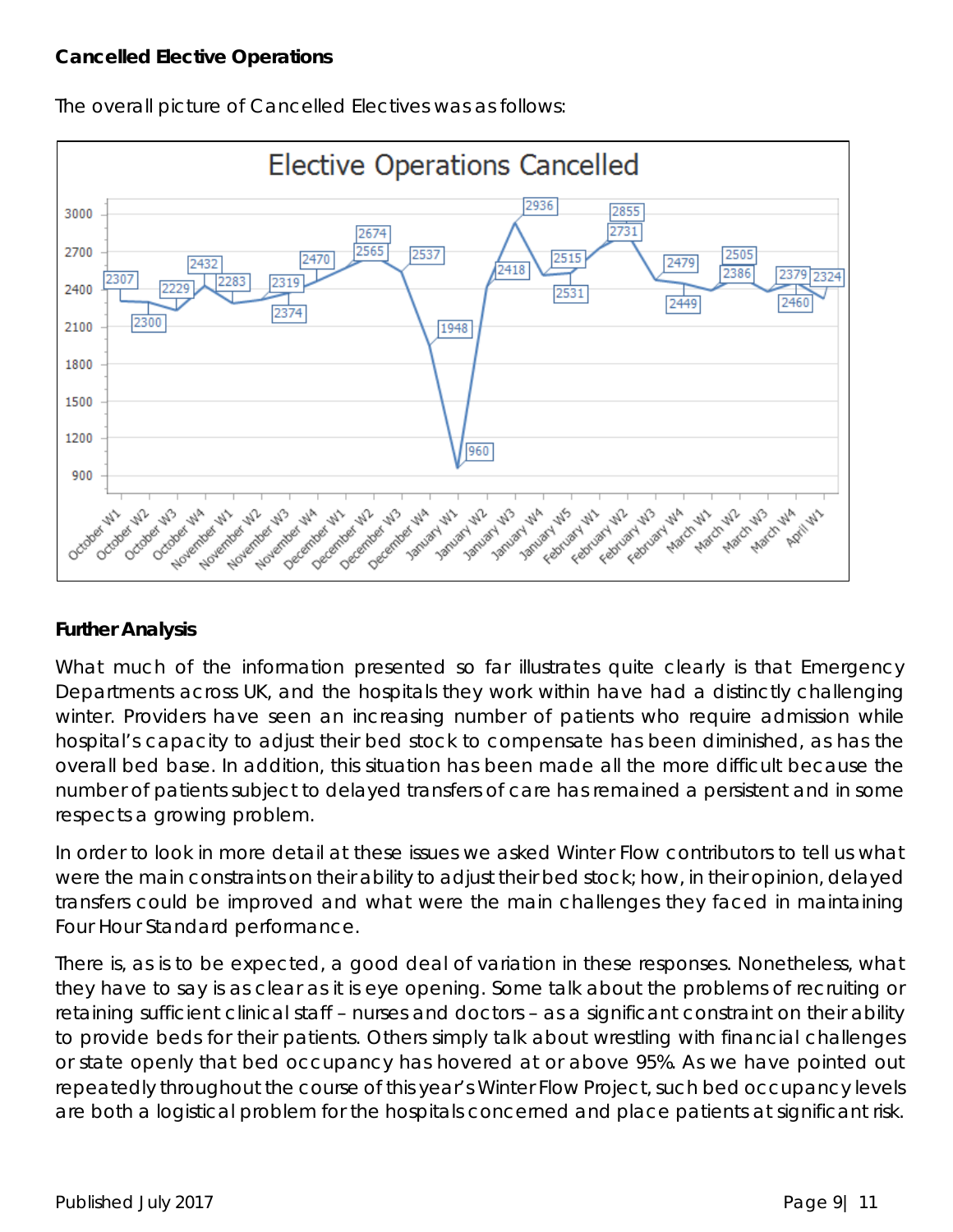**Cancelled Elective Operations**

The overall picture of Cancelled Electives was as follows:

**Further Analysis**

What much of the information presented so far illustrates quite clearly is that Emergency Departments across UK, and the hospitals they work within have had a distinctly challenging winter. Providers have seen an increasing number of patients who require admission while hospital's capacity to adjust their bed stock to compensate has been diminished, as has the overall bed base. In addition, this situation has been made all the more difficult because the number of patients subject to delayed transfers of care has remained a persistent and in some respects a growing problem.

In order to look in more detail at these issues we asked Winter Flow contributors to tell us what were the main constraints on their ability to adjust their bed stock; how, in their opinion, delayed transfers could be improved and what were the main challenges they faced in maintaining Four Hour Standard performance.

There is, as is to be expected, a good deal of variation in these responses. Nonetheless, what they have to say is as clear as it is eye opening. Some talk about the problems of recruiting or retaining sufficient clinical staff – nurses and doctors – as a significant constraint on their ability to provide beds for their patients. Others simply talk about wrestling with financial challenges or state openly that bed occupancy has hovered at or above 95%. As we have pointed out repeatedly throughout the course of this year's Winter Flow Project, such bed occupancy levels are both a logistical problem for the hospitals concerned and place patients at significant risk.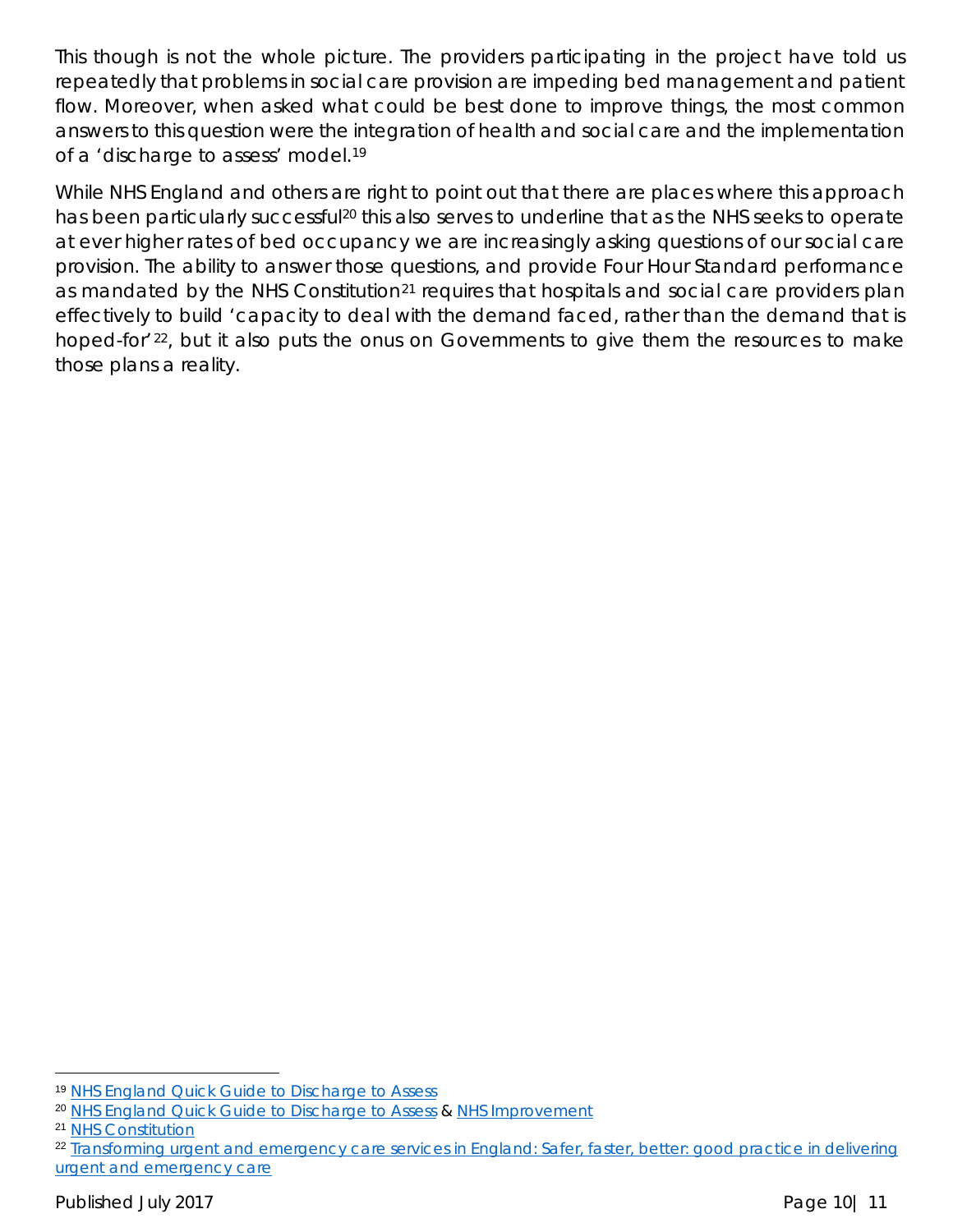This though is not the whole picture. The providers participating in the project have told us repeatedly that problems in social care provision are impeding bed management and patient flow. Moreover, when asked what could be best done to improve things, the most common answers to this question were the integration of health and social care and the implementation of a 'discharge to assess' model.[19]

While NHS England and others are right to point out that there are places where this approach has been particularly successful[20] this also serves to underline that as the NHS seeks to operate at ever higher rates of bed occupancy we are increasingly asking questions of our social care provision. The ability to answer those questions, and provide Four Hour Standard performance as mandated by the NHS Constitution[21] requires that hospitals and social care providers plan effectively to build 'capacity to deal with the demand faced, rather than the demand that is hoped-for'[22], but it also puts the onus on Governments to give them the resources to make those plans a reality.

---

[19] NHS England Quick Guide to Discharge to Assess

[20] NHS England Quick Guide to Discharge to Assess & NHS Improvement

[21] NHS Constitution

[22] Transforming urgent and emergency care services in England: Safer, faster, better: good practice in delivering urgent and emergency care

Published July 2017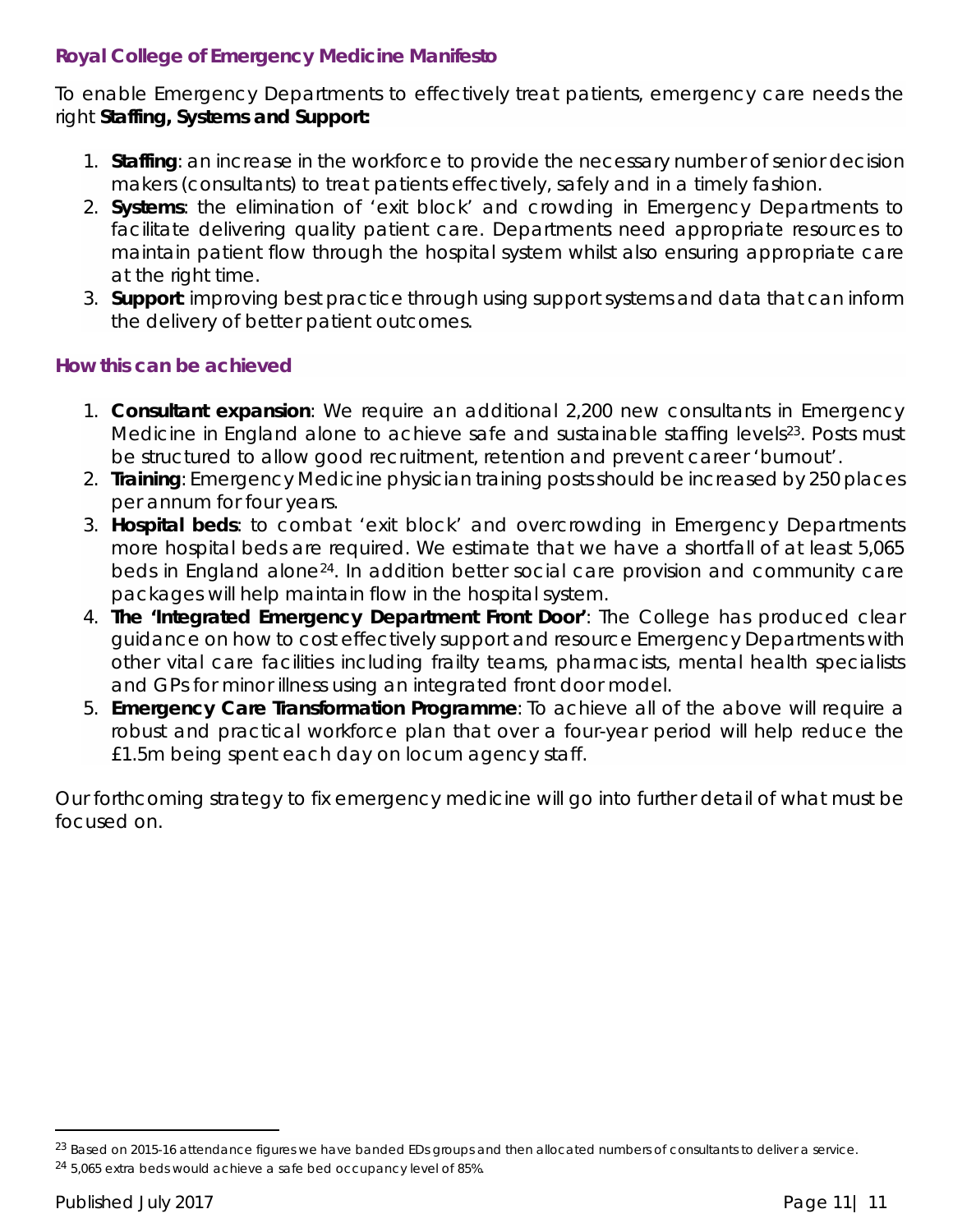## Royal College of Emergency Medicine Manifesto

To enable Emergency Departments to effectively treat patients, emergency care needs the right **Staffing, Systems and Support:**

1. **Staffing**: an increase in the workforce to provide the necessary number of senior decision makers (consultants) to treat patients effectively, safely and in a timely fashion.
2. **Systems**: the elimination of 'exit block' and crowding in Emergency Departments to facilitate delivering quality patient care. Departments need appropriate resources to maintain patient flow through the hospital system whilst also ensuring appropriate care at the right time.
3. **Support**: improving best practice through using support systems and data that can inform the delivery of better patient outcomes.

## How this can be achieved

1. **Consultant expansion**: We require an additional 2,200 new consultants in Emergency Medicine in England alone to achieve safe and sustainable staffing levels[23]. Posts must be structured to allow good recruitment, retention and prevent career 'burnout'.
2. **Training**: Emergency Medicine physician training posts should be increased by 250 places per annum for four years.
3. **Hospital beds**: to combat 'exit block' and overcrowding in Emergency Departments more hospital beds are required. We estimate that we have a shortfall of at least 5,065 beds in England alone[24]. In addition better social care provision and community care packages will help maintain flow in the hospital system.
4. **The 'Integrated Emergency Department Front Door'**: The College has produced clear guidance on how to cost effectively support and resource Emergency Departments with other vital care facilities including frailty teams, pharmacists, mental health specialists and GPs for minor illness using an integrated front door model.
5. **Emergency Care Transformation Programme**: To achieve all of the above will require a robust and practical workforce plan that over a four-year period will help reduce the £1.5m being spent each day on locum agency staff.

Our forthcoming strategy to fix emergency medicine will go into further detail of what must be focused on.

---

[23] Based on 2015-16 attendance figures we have banded EDs groups and then allocated numbers of consultants to deliver a service.

[24] 5,065 extra beds would achieve a safe bed occupancy level of 85%.

Published July 2017